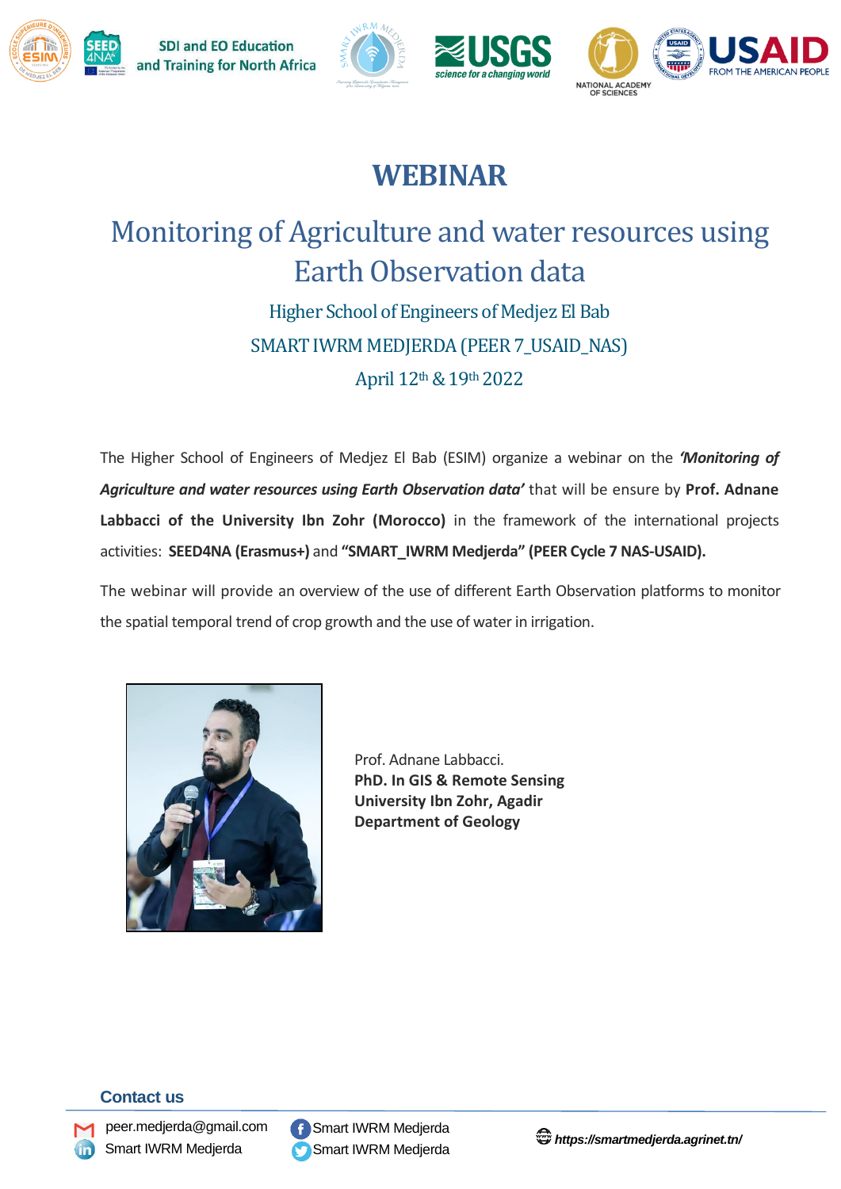SDI and EO Education and Training for North Africa

# WEBINAR

## Monitoring of Agriculture and water resources using Earth Observation data

Higher School of Engineers of Medjez El Bab

SMART IWRM MEDJERDA (PEER 7_USAID_NAS)

April 12th & 19th 2022

The Higher School of Engineers of Medjez El Bab (ESIM) organize a webinar on the ***'Monitoring of Agriculture and water resources using Earth Observation data'*** that will be ensure by **Prof. Adnane Labbacci of the University Ibn Zohr (Morocco)** in the framework of the international projects activities: **SEED4NA (Erasmus+)** and **"SMART_IWRM Medjerda" (PEER Cycle 7 NAS-USAID).**

The webinar will provide an overview of the use of different Earth Observation platforms to monitor the spatial temporal trend of crop growth and the use of water in irrigation.

Prof. Adnane Labbacci.
**PhD. In GIS & Remote Sensing**
**University Ibn Zohr, Agadir**
**Department of Geology**

### Contact us

peer.medjerda@gmail.com
Smart IWRM Medjerda
Smart IWRM Medjerda
Smart IWRM Medjerda
*https://smartmedjerda.agrinet.tn/*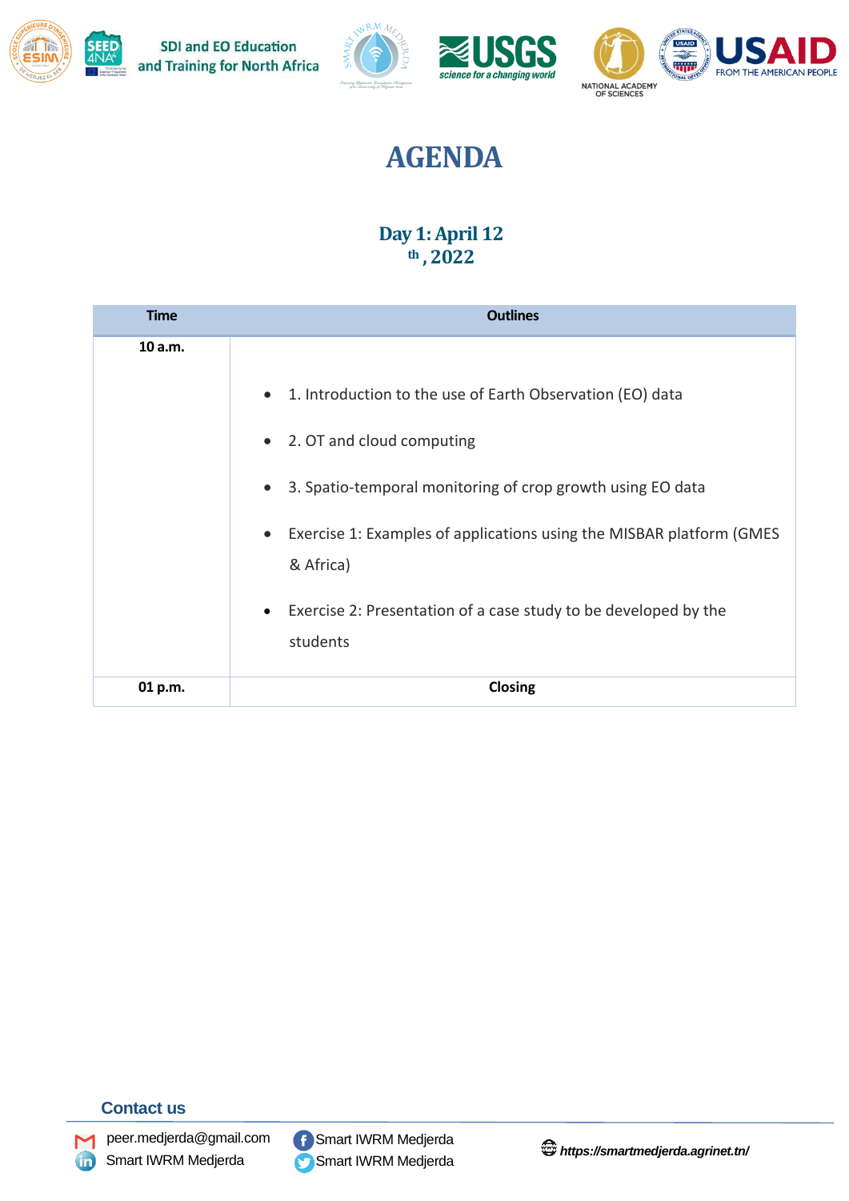SDI and EO Education and Training for North Africa

# AGENDA

## Day 1: April 12th, 2022

| Time | Outlines |
|---|---|
| 10 a.m. | • 1. Introduction to the use of Earth Observation (EO) data<br>• 2. OT and cloud computing<br>• 3. Spatio-temporal monitoring of crop growth using EO data<br>• Exercise 1: Examples of applications using the MISBAR platform (GMES & Africa)<br>• Exercise 2: Presentation of a case study to be developed by the students |
| 01 p.m. | Closing |

**Contact us**

peer.medjerda@gmail.com
Smart IWRM Medjerda
Smart IWRM Medjerda
Smart IWRM Medjerda
*https://smartmedjerda.agrinet.tn/*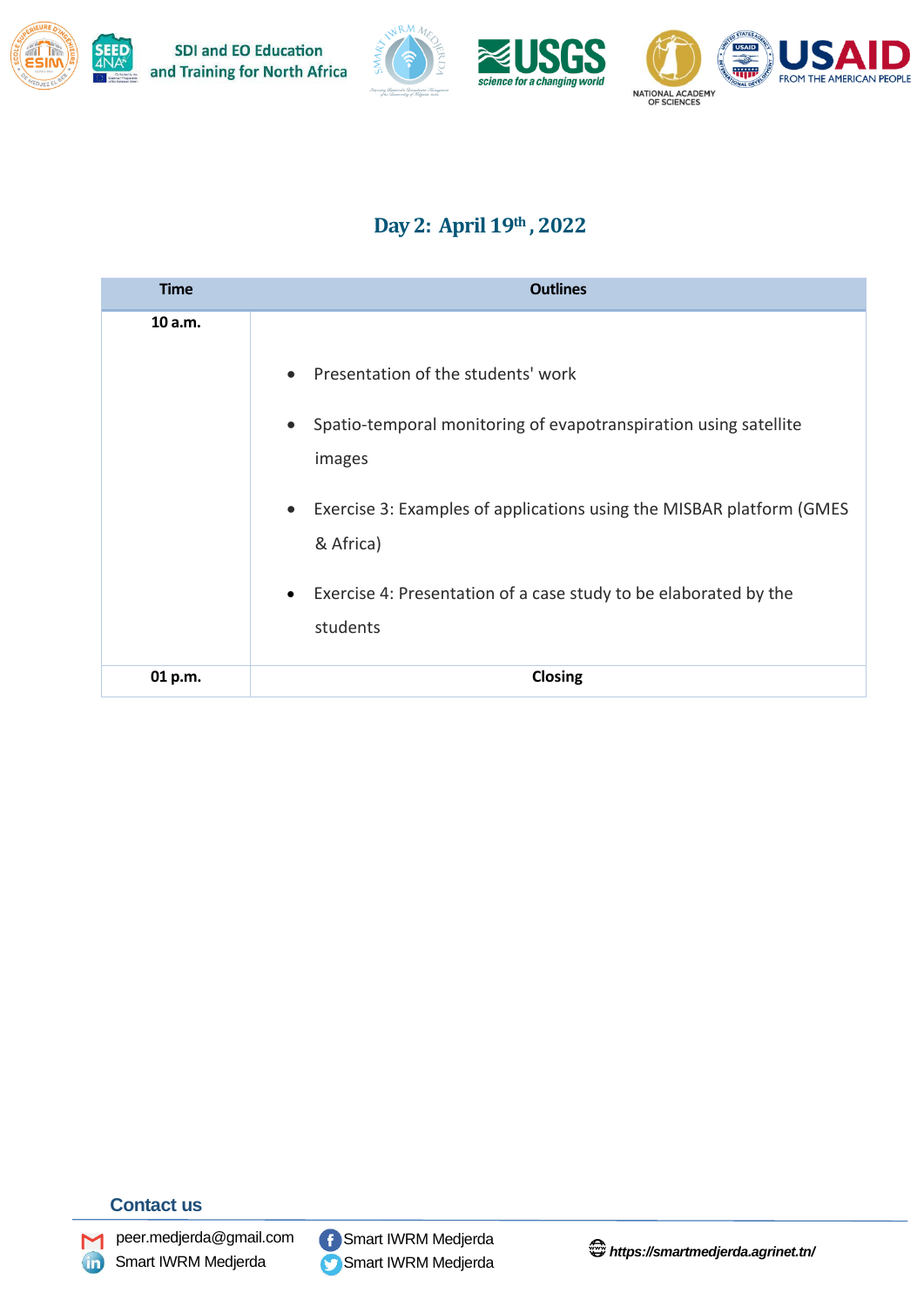## Day 2: April 19th, 2022

| Time | Outlines |
|---|---|
| 10 a.m. | • Presentation of the students' work<br>• Spatio-temporal monitoring of evapotranspiration using satellite images<br>• Exercise 3: Examples of applications using the MISBAR platform (GMES & Africa)<br>• Exercise 4: Presentation of a case study to be elaborated by the students |
| 01 p.m. | **Closing** |

**Contact us**

peer.medjerda@gmail.com
Smart IWRM Medjerda
Smart IWRM Medjerda
Smart IWRM Medjerda
*https://smartmedjerda.agrinet.tn/*